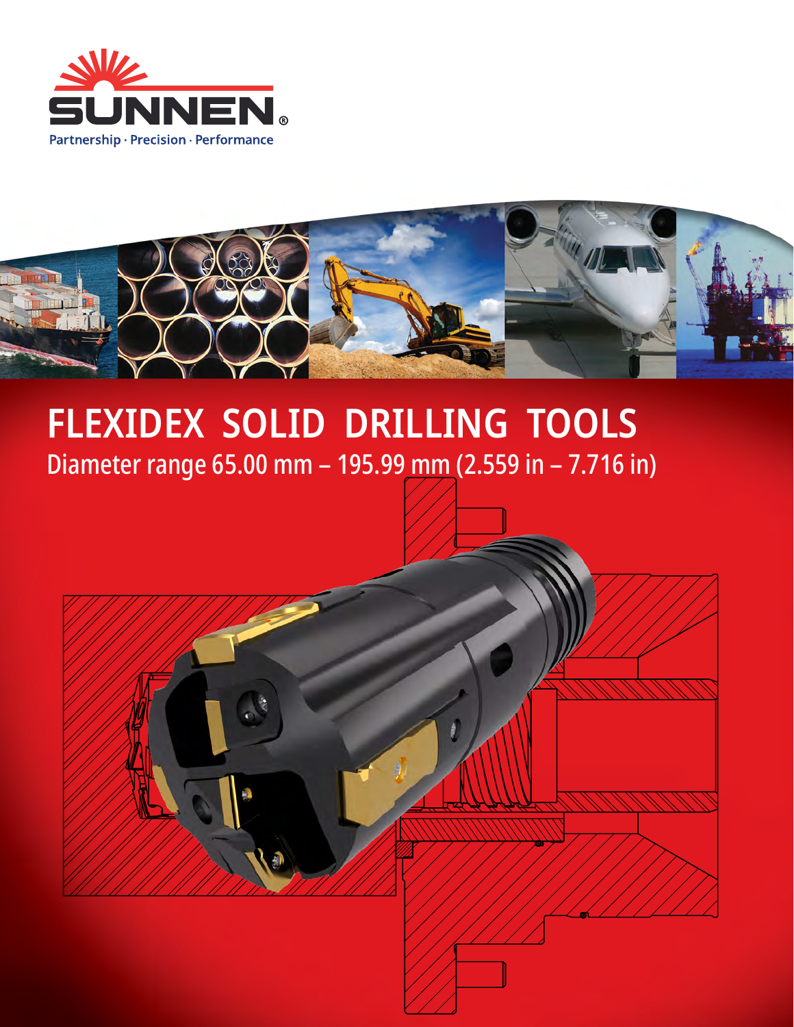SUNNEN®

Partnership · Precision · Performance

# FLEXIDEX SOLID DRILLING TOOLS

## Diameter range 65.00 mm – 195.99 mm (2.559 in – 7.716 in)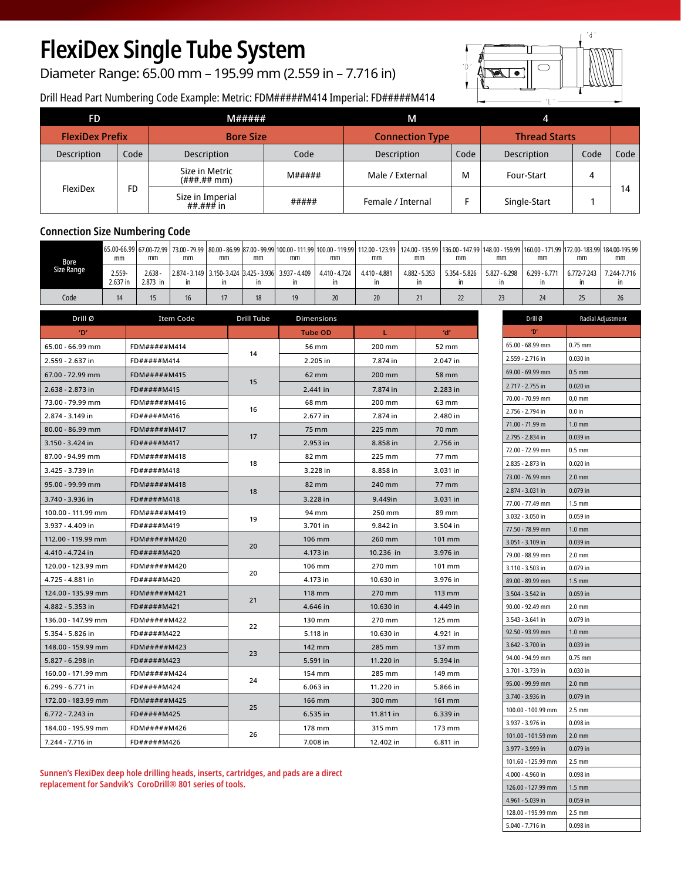# FlexiDex Single Tube System

Diameter Range: 65.00 mm – 195.99 mm (2.559 in – 7.716 in)

Drill Head Part Numbering Code Example: Metric: FDM#####M414 Imperial: FD#####M414

| FD | | M##### | | M | | 4 | | |
|---|---|---|---|---|---|---|---|---|
| **FlexiDex Prefix** | | **Bore Size** | | **Connection Type** | | **Thread Starts** | | |
| Description | Code | Description | Code | Description | Code | Description | Code | Code |
| FlexiDex | FD | Size in Metric (###.## mm) | M##### | Male / External | M | Four-Start | 4 | 14 |
| | | Size in Imperial ##.### in | ##### | Female / Internal | F | Single-Start | 1 | |

## Connection Size Numbering Code

| Bore Size Range | 65.00-66.99 mm | 67.00-72.99 mm | 73.00 - 79.99 mm | 80.00 - 86.99 mm | 87.00 - 99.99 mm | 100.00 - 111.99 mm | 100.00 - 119.99 mm | 112.00 - 123.99 mm | 124.00 - 135.99 mm | 136.00 - 147.99 mm | 148.00 - 159.99 mm | 160.00 - 171.99 mm | 172.00- 183.99 mm | 184.00-195.99 mm |
|---|---|---|---|---|---|---|---|---|---|---|---|---|---|---|
| | 2.559- 2.637 in | 2.638 - 2.873 in | 2.874 - 3.149 in | 3.150- 3.424 in | 3.425 - 3.936 in | 3.937 - 4.409 in | 4.410 - 4.724 in | 4.410 - 4.881 in | 4.882 - 5.353 in | 5.354 - 5.826 in | 5.827 - 6.298 in | 6.299 - 6.771 in | 6.772-7.243 in | 7.244-7.716 in |
| Code | 14 | 15 | 16 | 17 | 18 | 19 | 20 | 20 | 21 | 22 | 23 | 24 | 25 | 26 |

| Drill Ø 'D' | Item Code | Drill Tube | Dimensions Tube OD | L | 'd' |
|---|---|---|---|---|---|
| 65.00 - 66.99 mm | FDM#####M414 | 14 | 56 mm | 200 mm | 52 mm |
| 2.559 - 2.637 in | FD#####M414 | | 2.205 in | 7.874 in | 2.047 in |
| 67.00 - 72.99 mm | FDM#####M415 | 15 | 62 mm | 200 mm | 58 mm |
| 2.638 - 2.873 in | FD#####M415 | | 2.441 in | 7.874 in | 2.283 in |
| 73.00 - 79.99 mm | FDM#####M416 | 16 | 68 mm | 200 mm | 63 mm |
| 2.874 - 3.149 in | FD#####M416 | | 2.677 in | 7.874 in | 2.480 in |
| 80.00 - 86.99 mm | FDM#####M417 | 17 | 75 mm | 225 mm | 70 mm |
| 3.150 - 3.424 in | FD#####M417 | | 2.953 in | 8.858 in | 2.756 in |
| 87.00 - 94.99 mm | FDM#####M418 | 18 | 82 mm | 225 mm | 77 mm |
| 3.425 - 3.739 in | FD#####M418 | | 3.228 in | 8.858 in | 3.031 in |
| 95.00 - 99.99 mm | FDM#####M418 | 18 | 82 mm | 240 mm | 77 mm |
| 3.740 - 3.936 in | FD#####M418 | | 3.228 in | 9.449in | 3.031 in |
| 100.00 - 111.99 mm | FDM#####M419 | 19 | 94 mm | 250 mm | 89 mm |
| 3.937 - 4.409 in | FD#####M419 | | 3.701 in | 9.842 in | 3.504 in |
| 112.00 - 119.99 mm | FDM#####M420 | 20 | 106 mm | 260 mm | 101 mm |
| 4.410 - 4.724 in | FD#####M420 | | 4.173 in | 10.236 in | 3.976 in |
| 120.00 - 123.99 mm | FDM#####M420 | 20 | 106 mm | 270 mm | 101 mm |
| 4.725 - 4.881 in | FD#####M420 | | 4.173 in | 10.630 in | 3.976 in |
| 124.00 - 135.99 mm | FDM#####M421 | 21 | 118 mm | 270 mm | 113 mm |
| 4.882 - 5.353 in | FD#####M421 | | 4.646 in | 10.630 in | 4.449 in |
| 136.00 - 147.99 mm | FDM#####M422 | 22 | 130 mm | 270 mm | 125 mm |
| 5.354 - 5.826 in | FD#####M422 | | 5.118 in | 10.630 in | 4.921 in |
| 148.00 - 159.99 mm | FDM#####M423 | 23 | 142 mm | 285 mm | 137 mm |
| 5.827 - 6.298 in | FD#####M423 | | 5.591 in | 11.220 in | 5.394 in |
| 160.00 - 171.99 mm | FDM#####M424 | 24 | 154 mm | 285 mm | 149 mm |
| 6.299 - 6.771 in | FD#####M424 | | 6.063 in | 11.220 in | 5.866 in |
| 172.00 - 183.99 mm | FDM#####M425 | 25 | 166 mm | 300 mm | 161 mm |
| 6.772 - 7.243 in | FD#####M425 | | 6.535 in | 11.811 in | 6.339 in |
| 184.00 - 195.99 mm | FDM#####M426 | 26 | 178 mm | 315 mm | 173 mm |
| 7.244 - 7.716 in | FD#####M426 | | 7.008 in | 12.402 in | 6.811 in |

| Drill Ø 'D' | Radial Adjustment |
|---|---|
| 65.00 - 68.99 mm | 0.75 mm |
| 2.559 - 2.716 in | 0.030 in |
| 69.00 - 69.99 mm | 0.5 mm |
| 2.717 - 2.755 in | 0.020 in |
| 70.00 - 70.99 mm | 0,0 mm |
| 2.756 - 2.794 in | 0.0 in |
| 71.00 - 71.99 m | 1.0 mm |
| 2.795 - 2.834 in | 0.039 in |
| 72.00 - 72.99 mm | 0.5 mm |
| 2.835 - 2.873 in | 0.020 in |
| 73.00 - 76.99 mm | 2.0 mm |
| 2.874 - 3.031 in | 0.079 in |
| 77.00 - 77.49 mm | 1.5 mm |
| 3.032 - 3.050 in | 0.059 in |
| 77.50 - 78.99 mm | 1.0 mm |
| 3.051 - 3.109 in | 0.039 in |
| 79.00 - 88.99 mm | 2.0 mm |
| 3.110 - 3.503 in | 0.079 in |
| 89.00 - 89.99 mm | 1.5 mm |
| 3.504 - 3.542 in | 0.059 in |
| 90.00 - 92.49 mm | 2.0 mm |
| 3.543 - 3.641 in | 0.079 in |
| 92.50 - 93.99 mm | 1.0 mm |
| 3.642 - 3.700 in | 0.039 in |
| 94.00 - 94.99 mm | 0.75 mm |
| 3.701 - 3.739 in | 0.030 in |
| 95.00 - 99.99 mm | 2.0 mm |
| 3.740 - 3.936 in | 0.079 in |
| 100.00 - 100.99 mm | 2.5 mm |
| 3.937 - 3.976 in | 0.098 in |
| 101.00 - 101.59 mm | 2.0 mm |
| 3.977 - 3.999 in | 0.079 in |
| 101.60 - 125.99 mm | 2.5 mm |
| 4.000 - 4.960 in | 0.098 in |
| 126.00 - 127.99 mm | 1.5 mm |
| 4.961 - 5.039 in | 0.059 in |
| 128.00 - 195.99 mm | 2.5 mm |
| 5.040 - 7.716 in | 0.098 in |

**Sunnen's FlexiDex deep hole drilling heads, inserts, cartridges, and pads are a direct replacement for Sandvik's CoroDrill® 801 series of tools.**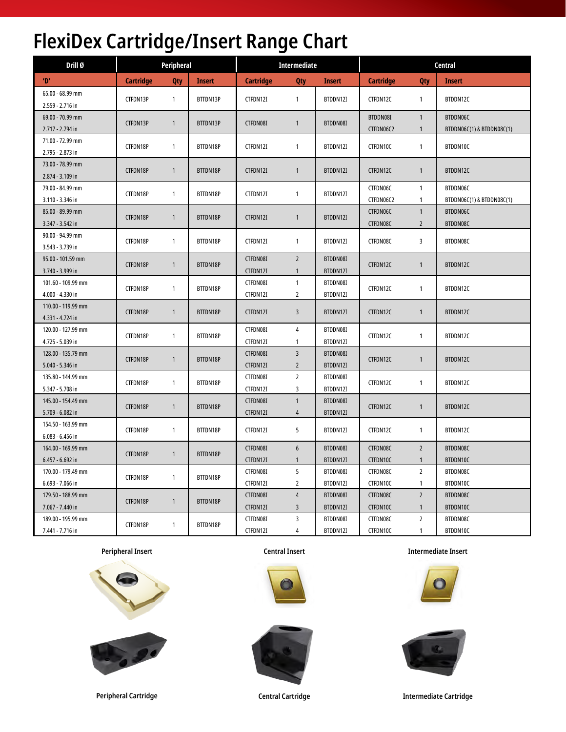# FlexiDex Cartridge/Insert Range Chart

| Drill Ø | Peripheral | | | Intermediate | | | Central | | |
|---|---|---|---|---|---|---|---|---|---|
| 'D' | Cartridge | Qty | Insert | Cartridge | Qty | Insert | Cartridge | Qty | Insert |
| 65.00 - 68.99 mm<br>2.559 - 2.716 in | CTFDN13P | 1 | BTTDN13P | CTFDN12I | 1 | BTDDN12I | CTFDN12C | 1 | BTDDN12C |
| 69.00 - 70.99 mm<br>2.717 - 2.794 in | CTFDN13P | 1 | BTTDN13P | CTFDN08I | 1 | BTDDN08I | BTDDN08I<br>CTFDN06C2 | 1<br>1 | BTDDN06C<br>BTDDN06C(1) & BTDDN08C(1) |
| 71.00 - 72.99 mm<br>2.795 - 2.873 in | CTFDN18P | 1 | BTTDN18P | CTFDN12I | 1 | BTDDN12I | CTFDN10C | 1 | BTDDN10C |
| 73.00 - 78.99 mm<br>2.874 - 3.109 in | CTFDN18P | 1 | BTTDN18P | CTFDN12I | 1 | BTDDN12I | CTFDN12C | 1 | BTDDN12C |
| 79.00 - 84.99 mm<br>3.110 - 3.346 in | CTFDN18P | 1 | BTTDN18P | CTFDN12I | 1 | BTDDN12I | CTFDN06C<br>CTFDN06C2 | 1<br>1 | BTDDN06C<br>BTDDN06C(1) & BTDDN08C(1) |
| 85.00 - 89.99 mm<br>3.347 - 3.542 in | CTFDN18P | 1 | BTTDN18P | CTFDN12I | 1 | BTDDN12I | CTFDN06C<br>CTFDN08C | 1<br>2 | BTDDN06C<br>BTDDN08C |
| 90.00 - 94.99 mm<br>3.543 - 3.739 in | CTFDN18P | 1 | BTTDN18P | CTFDN12I | 1 | BTDDN12I | CTFDN08C | 3 | BTDDN08C |
| 95.00 - 101.59 mm<br>3.740 - 3.999 in | CTFDN18P | 1 | BTTDN18P | CTFDN08I<br>CTFDN12I | 2<br>1 | BTDDN08I<br>BTDDN12I | CTFDN12C | 1 | BTDDN12C |
| 101.60 - 109.99 mm<br>4.000 - 4.330 in | CTFDN18P | 1 | BTTDN18P | CTFDN08I<br>CTFDN12I | 1<br>2 | BTDDN08I<br>BTDDN12I | CTFDN12C | 1 | BTDDN12C |
| 110.00 - 119.99 mm<br>4.331 - 4.724 in | CTFDN18P | 1 | BTTDN18P | CTFDN12I | 3 | BTDDN12I | CTFDN12C | 1 | BTDDN12C |
| 120.00 - 127.99 mm<br>4.725 - 5.039 in | CTFDN18P | 1 | BTTDN18P | CTFDN08I<br>CTFDN12I | 4<br>1 | BTDDN08I<br>BTDDN12I | CTFDN12C | 1 | BTDDN12C |
| 128.00 - 135.79 mm<br>5.040 - 5.346 in | CTFDN18P | 1 | BTTDN18P | CTFDN08I<br>CTFDN12I | 3<br>2 | BTDDN08I<br>BTDDN12I | CTFDN12C | 1 | BTDDN12C |
| 135.80 - 144.99 mm<br>5.347 - 5.708 in | CTFDN18P | 1 | BTTDN18P | CTFDN08I<br>CTFDN12I | 2<br>3 | BTDDN08I<br>BTDDN12I | CTFDN12C | 1 | BTDDN12C |
| 145.00 - 154.49 mm<br>5.709 - 6.082 in | CTFDN18P | 1 | BTTDN18P | CTFDN08I<br>CTFDN12I | 1<br>4 | BTDDN08I<br>BTDDN12I | CTFDN12C | 1 | BTDDN12C |
| 154.50 - 163.99 mm<br>6.083 - 6.456 in | CTFDN18P | 1 | BTTDN18P | CTFDN12I | 5 | BTDDN12I | CTFDN12C | 1 | BTDDN12C |
| 164.00 - 169.99 mm<br>6.457 - 6.692 in | CTFDN18P | 1 | BTTDN18P | CTFDN08I<br>CTFDN12I | 6<br>1 | BTDDN08I<br>BTDDN12I | CTFDN08C<br>CTFDN10C | 2<br>1 | BTDDN08C<br>BTDDN10C |
| 170.00 - 179.49 mm<br>6.693 - 7.066 in | CTFDN18P | 1 | BTTDN18P | CTFDN08I<br>CTFDN12I | 5<br>2 | BTDDN08I<br>BTDDN12I | CTFDN08C<br>CTFDN10C | 2<br>1 | BTDDN08C<br>BTDDN10C |
| 179.50 - 188.99 mm<br>7.067 - 7.440 in | CTFDN18P | 1 | BTTDN18P | CTFDN08I<br>CTFDN12I | 4<br>3 | BTDDN08I<br>BTDDN12I | CTFDN08C<br>CTFDN10C | 2<br>1 | BTDDN08C<br>BTDDN10C |
| 189.00 - 195.99 mm<br>7.441 - 7.716 in | CTFDN18P | 1 | BTTDN18P | CTFDN08I<br>CTFDN12I | 3<br>4 | BTDDN08I<br>BTDDN12I | CTFDN08C<br>CTFDN10C | 2<br>1 | BTDDN08C<br>BTDDN10C |

Peripheral Insert

Central Insert

Intermediate Insert

Peripheral Cartridge

Central Cartridge

Intermediate Cartridge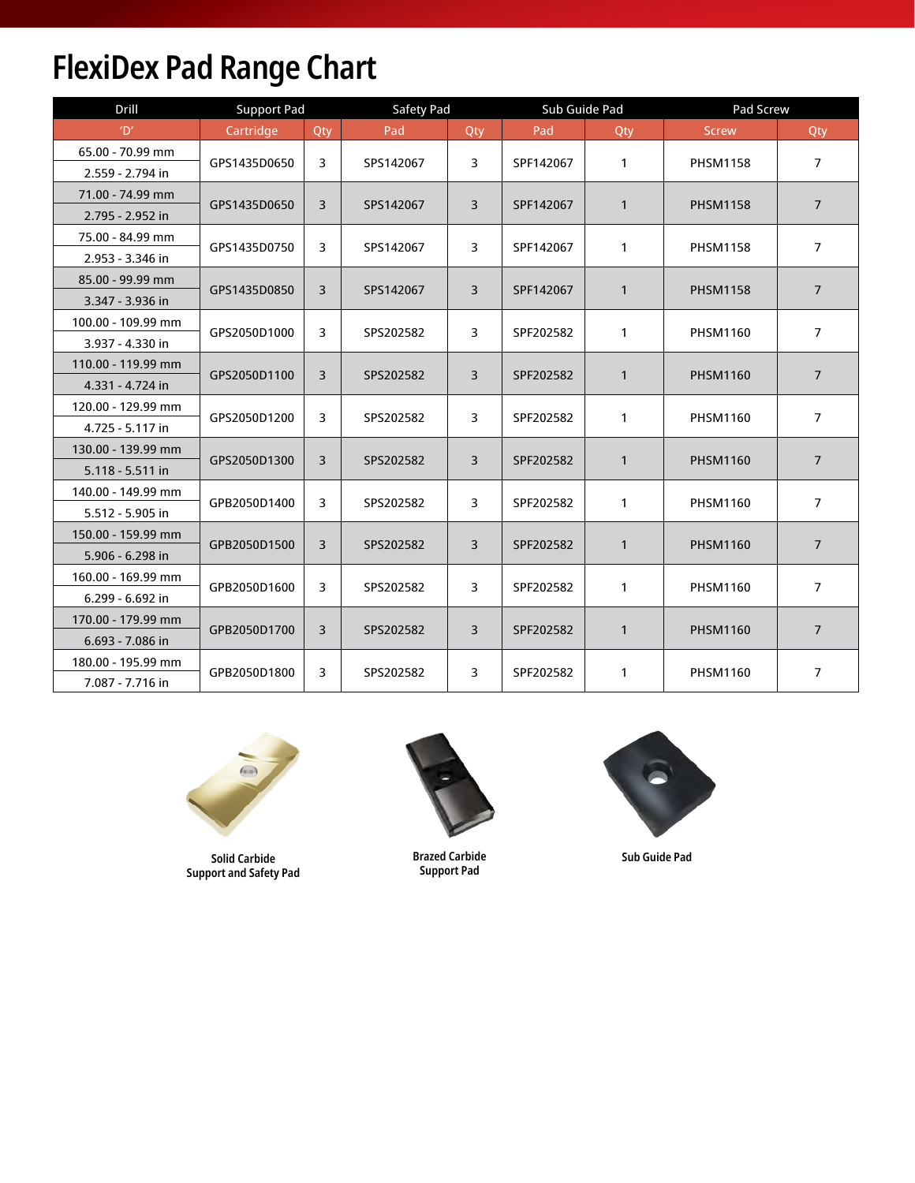# FlexiDex Pad Range Chart

| Drill | Support Pad | | Safety Pad | | Sub Guide Pad | | Pad Screw | |
|---|---|---|---|---|---|---|---|---|
| 'D' | Cartridge | Qty | Pad | Qty | Pad | Qty | Screw | Qty |
| 65.00 - 70.99 mm<br>2.559 - 2.794 in | GPS1435D0650 | 3 | SPS142067 | 3 | SPF142067 | 1 | PHSM1158 | 7 |
| 71.00 - 74.99 mm<br>2.795 - 2.952 in | GPS1435D0650 | 3 | SPS142067 | 3 | SPF142067 | 1 | PHSM1158 | 7 |
| 75.00 - 84.99 mm<br>2.953 - 3.346 in | GPS1435D0750 | 3 | SPS142067 | 3 | SPF142067 | 1 | PHSM1158 | 7 |
| 85.00 - 99.99 mm<br>3.347 - 3.936 in | GPS1435D0850 | 3 | SPS142067 | 3 | SPF142067 | 1 | PHSM1158 | 7 |
| 100.00 - 109.99 mm<br>3.937 - 4.330 in | GPS2050D1000 | 3 | SPS202582 | 3 | SPF202582 | 1 | PHSM1160 | 7 |
| 110.00 - 119.99 mm<br>4.331 - 4.724 in | GPS2050D1100 | 3 | SPS202582 | 3 | SPF202582 | 1 | PHSM1160 | 7 |
| 120.00 - 129.99 mm<br>4.725 - 5.117 in | GPS2050D1200 | 3 | SPS202582 | 3 | SPF202582 | 1 | PHSM1160 | 7 |
| 130.00 - 139.99 mm<br>5.118 - 5.511 in | GPS2050D1300 | 3 | SPS202582 | 3 | SPF202582 | 1 | PHSM1160 | 7 |
| 140.00 - 149.99 mm<br>5.512 - 5.905 in | GPB2050D1400 | 3 | SPS202582 | 3 | SPF202582 | 1 | PHSM1160 | 7 |
| 150.00 - 159.99 mm<br>5.906 - 6.298 in | GPB2050D1500 | 3 | SPS202582 | 3 | SPF202582 | 1 | PHSM1160 | 7 |
| 160.00 - 169.99 mm<br>6.299 - 6.692 in | GPB2050D1600 | 3 | SPS202582 | 3 | SPF202582 | 1 | PHSM1160 | 7 |
| 170.00 - 179.99 mm<br>6.693 - 7.086 in | GPB2050D1700 | 3 | SPS202582 | 3 | SPF202582 | 1 | PHSM1160 | 7 |
| 180.00 - 195.99 mm<br>7.087 - 7.716 in | GPB2050D1800 | 3 | SPS202582 | 3 | SPF202582 | 1 | PHSM1160 | 7 |

**Solid Carbide Support and Safety Pad**

**Brazed Carbide Support Pad**

**Sub Guide Pad**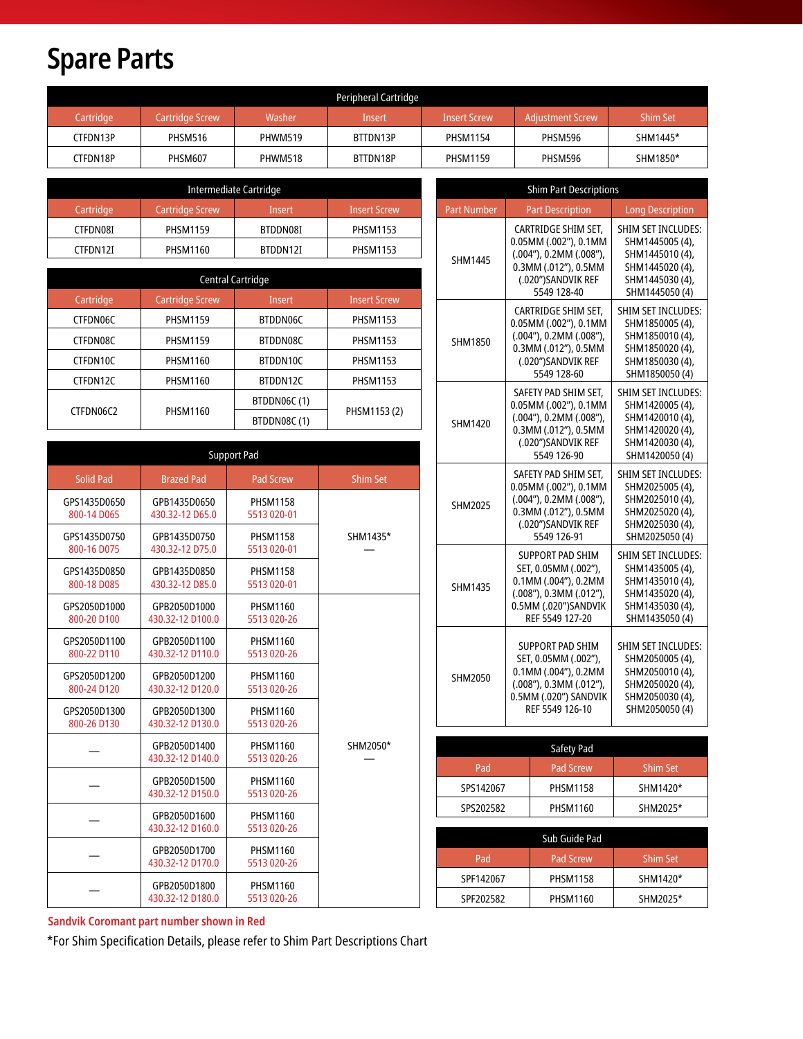# Spare Parts

| Peripheral Cartridge | | | | | | |
|---|---|---|---|---|---|---|
| Cartridge | Cartridge Screw | Washer | Insert | Insert Screw | Adjustment Screw | Shim Set |
| CTFDN13P | PHSM516 | PHWM519 | BTTDN13P | PHSM1154 | PHSM596 | SHM1445* |
| CTFDN18P | PHSM607 | PHWM518 | BTTDN18P | PHSM1159 | PHSM596 | SHM1850* |

| Intermediate Cartridge | | | |
|---|---|---|---|
| Cartridge | Cartridge Screw | Insert | Insert Screw |
| CTFDN08I | PHSM1159 | BTDDN08I | PHSM1153 |
| CTFDN12I | PHSM1160 | BTDDN12I | PHSM1153 |

| Central Cartridge | | | |
|---|---|---|---|
| Cartridge | Cartridge Screw | Insert | Insert Screw |
| CTFDN06C | PHSM1159 | BTDDN06C | PHSM1153 |
| CTFDN08C | PHSM1159 | BTDDN08C | PHSM1153 |
| CTFDN10C | PHSM1160 | BTDDN10C | PHSM1153 |
| CTFDN12C | PHSM1160 | BTDDN12C | PHSM1153 |
| CTFDN06C2 | PHSM1160 | BTDDN06C (1)<br>BTDDN08C (1) | PHSM1153 (2) |

| Support Pad | | | |
|---|---|---|---|
| Solid Pad | Brazed Pad | Pad Screw | Shim Set |
| GPS1435D0650<br>800-14 D065 | GPB1435D0650<br>430.32-12 D65.0 | PHSM1158<br>5513 020-01 | SHM1435*<br>— |
| GPS1435D0750<br>800-16 D075 | GPB1435D0750<br>430.32-12 D75.0 | PHSM1158<br>5513 020-01 | |
| GPS1435D0850<br>800-18 D085 | GPB1435D0850<br>430.32-12 D85.0 | PHSM1158<br>5513 020-01 | |
| GPS2050D1000<br>800-20 D100 | GPB2050D1000<br>430.32-12 D100.0 | PHSM1160<br>5513 020-26 | SHM2050*<br>— |
| GPS2050D1100<br>800-22 D110 | GPB2050D1100<br>430.32-12 D110.0 | PHSM1160<br>5513 020-26 | |
| GPS2050D1200<br>800-24 D120 | GPB2050D1200<br>430.32-12 D120.0 | PHSM1160<br>5513 020-26 | |
| GPS2050D1300<br>800-26 D130 | GPB2050D1300<br>430.32-12 D130.0 | PHSM1160<br>5513 020-26 | |
| — | GPB2050D1400<br>430.32-12 D140.0 | PHSM1160<br>5513 020-26 | |
| — | GPB2050D1500<br>430.32-12 D150.0 | PHSM1160<br>5513 020-26 | |
| — | GPB2050D1600<br>430.32-12 D160.0 | PHSM1160<br>5513 020-26 | |
| — | GPB2050D1700<br>430.32-12 D170.0 | PHSM1160<br>5513 020-26 | |
| — | GPB2050D1800<br>430.32-12 D180.0 | PHSM1160<br>5513 020-26 | |

| Shim Part Descriptions | | |
|---|---|---|
| Part Number | Part Description | Long Description |
| SHM1445 | CARTRIDGE SHIM SET, 0.05MM (.002"), 0.1MM (.004"), 0.2MM (.008"), 0.3MM (.012"), 0.5MM (.020")SANDVIK REF 5549 128-40 | SHIM SET INCLUDES: SHM1445005 (4), SHM1445010 (4), SHM1445020 (4), SHM1445030 (4), SHM1445050 (4) |
| SHM1850 | CARTRIDGE SHIM SET, 0.05MM (.002"), 0.1MM (.004"), 0.2MM (.008"), 0.3MM (.012"), 0.5MM (.020")SANDVIK REF 5549 128-60 | SHIM SET INCLUDES: SHM1850005 (4), SHM1850010 (4), SHM1850020 (4), SHM1850030 (4), SHM1850050 (4) |
| SHM1420 | SAFETY PAD SHIM SET, 0.05MM (.002"), 0.1MM (.004"), 0.2MM (.008"), 0.3MM (.012"), 0.5MM (.020")SANDVIK REF 5549 126-90 | SHIM SET INCLUDES: SHM1420005 (4), SHM1420010 (4), SHM1420020 (4), SHM1420030 (4), SHM1420050 (4) |
| SHM2025 | SAFETY PAD SHIM SET, 0.05MM (.002"), 0.1MM (.004"), 0.2MM (.008"), 0.3MM (.012"), 0.5MM (.020")SANDVIK REF 5549 126-91 | SHIM SET INCLUDES: SHM2025005 (4), SHM2025010 (4), SHM2025020 (4), SHM2025030 (4), SHM2025050 (4) |
| SHM1435 | SUPPORT PAD SHIM SET, 0.05MM (.002"), 0.1MM (.004"), 0.2MM (.008"), 0.3MM (.012"), 0.5MM (.020")SANDVIK REF 5549 127-20 | SHIM SET INCLUDES: SHM1435005 (4), SHM1435010 (4), SHM1435020 (4), SHM1435030 (4), SHM1435050 (4) |
| SHM2050 | SUPPORT PAD SHIM SET, 0.05MM (.002"), 0.1MM (.004"), 0.2MM (.008"), 0.3MM (.012"), 0.5MM (.020") SANDVIK REF 5549 126-10 | SHIM SET INCLUDES: SHM2050005 (4), SHM2050010 (4), SHM2050020 (4), SHM2050030 (4), SHM2050050 (4) |

| Safety Pad | | |
|---|---|---|
| Pad | Pad Screw | Shim Set |
| SPS142067 | PHSM1158 | SHM1420* |
| SPS202582 | PHSM1160 | SHM2025* |

| Sub Guide Pad | | |
|---|---|---|
| Pad | Pad Screw | Shim Set |
| SPF142067 | PHSM1158 | SHM1420* |
| SPF202582 | PHSM1160 | SHM2025* |

**Sandvik Coromant part number shown in Red**

*For Shim Specification Details, please refer to Shim Part Descriptions Chart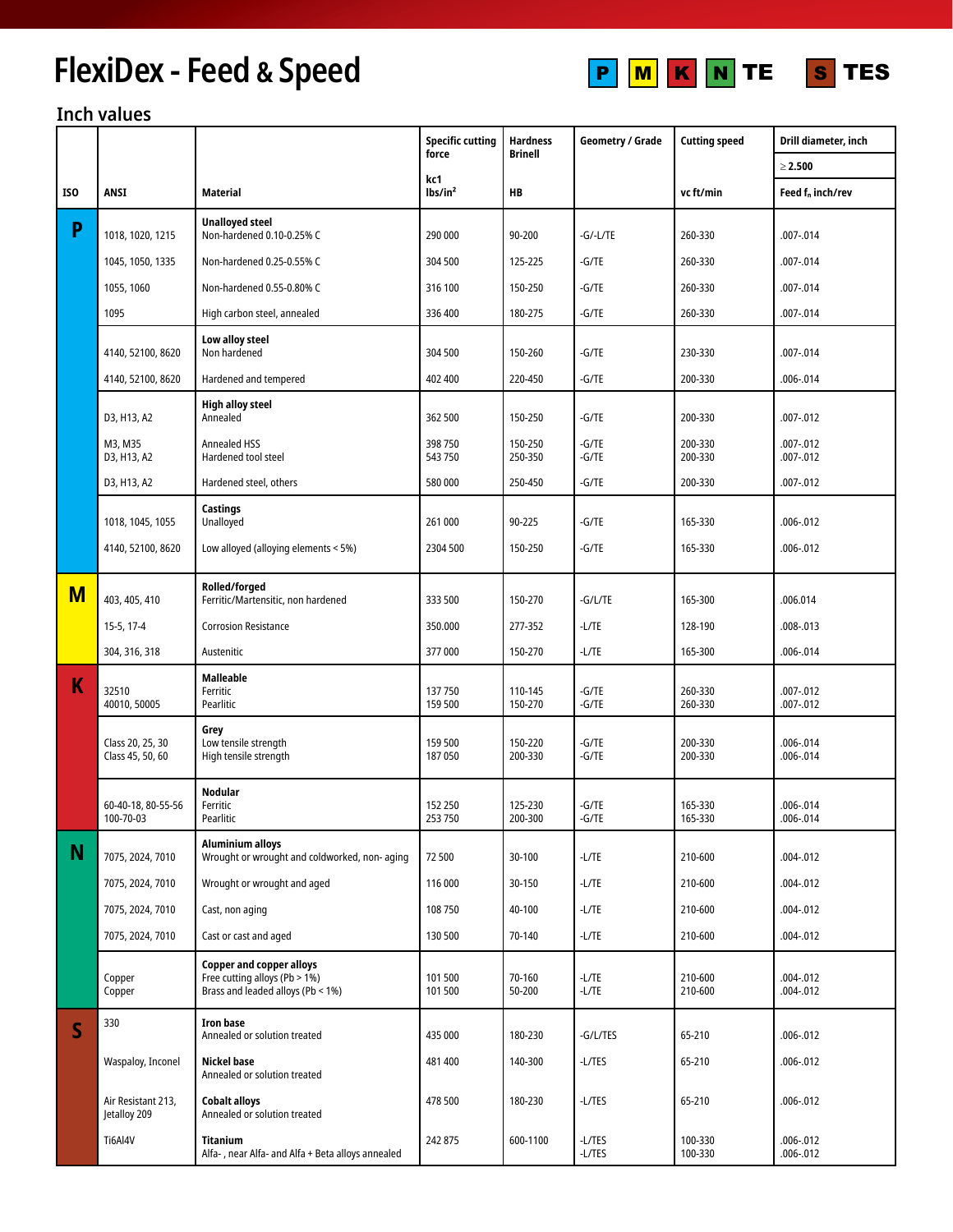# FlexiDex - Feed & Speed

P M K N TE S TES

## Inch values

| ISO | ANSI | Material | Specific cutting force kc1 lbs/in² | Hardness Brinell HB | Geometry / Grade | Cutting speed vc ft/min | Drill diameter, inch ≥ 2.500 Feed $f_n$ inch/rev |
|---|---|---|---|---|---|---|---|
| P | | **Unalloyed steel** | | | | | |
| | 1018, 1020, 1215 | Non-hardened 0.10-0.25% C | 290 000 | 90-200 | -G/-L/TE | 260-330 | .007-.014 |
| | 1045, 1050, 1335 | Non-hardened 0.25-0.55% C | 304 500 | 125-225 | -G/TE | 260-330 | .007-.014 |
| | 1055, 1060 | Non-hardened 0.55-0.80% C | 316 100 | 150-250 | -G/TE | 260-330 | .007-.014 |
| | 1095 | High carbon steel, annealed | 336 400 | 180-275 | -G/TE | 260-330 | .007-.014 |
| | | **Low alloy steel** | | | | | |
| | 4140, 52100, 8620 | Non hardened | 304 500 | 150-260 | -G/TE | 230-330 | .007-.014 |
| | 4140, 52100, 8620 | Hardened and tempered | 402 400 | 220-450 | -G/TE | 200-330 | .006-.014 |
| | | **High alloy steel** | | | | | |
| | D3, H13, A2 | Annealed | 362 500 | 150-250 | -G/TE | 200-330 | .007-.012 |
| | M3, M35 | Annealed HSS | 398 750 | 150-250 | -G/TE | 200-330 | .007-.012 |
| | D3, H13, A2 | Hardened tool steel | 543 750 | 250-350 | -G/TE | 200-330 | .007-.012 |
| | D3, H13, A2 | Hardened steel, others | 580 000 | 250-450 | -G/TE | 200-330 | .007-.012 |
| | | **Castings** | | | | | |
| | 1018, 1045, 1055 | Unalloyed | 261 000 | 90-225 | -G/TE | 165-330 | .006-.012 |
| | 4140, 52100, 8620 | Low alloyed (alloying elements < 5%) | 2304 500 | 150-250 | -G/TE | 165-330 | .006-.012 |
| M | | **Rolled/forged** | | | | | |
| | 403, 405, 410 | Ferritic/Martensitic, non hardened | 333 500 | 150-270 | -G/L/TE | 165-300 | .006.014 |
| | 15-5, 17-4 | Corrosion Resistance | 350.000 | 277-352 | -L/TE | 128-190 | .008-.013 |
| | 304, 316, 318 | Austenitic | 377 000 | 150-270 | -L/TE | 165-300 | .006-.014 |
| K | | **Malleable** | | | | | |
| | 32510 | Ferritic | 137 750 | 110-145 | -G/TE | 260-330 | .007-.012 |
| | 40010, 50005 | Pearlitic | 159 500 | 150-270 | -G/TE | 260-330 | .007-.012 |
| | | **Grey** | | | | | |
| | Class 20, 25, 30 | Low tensile strength | 159 500 | 150-220 | -G/TE | 200-330 | .006-.014 |
| | Class 45, 50, 60 | High tensile strength | 187 050 | 200-330 | -G/TE | 200-330 | .006-.014 |
| | | **Nodular** | | | | | |
| | 60-40-18, 80-55-56 | Ferritic | 152 250 | 125-230 | -G/TE | 165-330 | .006-.014 |
| | 100-70-03 | Pearlitic | 253 750 | 200-300 | -G/TE | 165-330 | .006-.014 |
| N | | **Aluminium alloys** | | | | | |
| | 7075, 2024, 7010 | Wrought or wrought and coldworked, non- aging | 72 500 | 30-100 | -L/TE | 210-600 | .004-.012 |
| | 7075, 2024, 7010 | Wrought or wrought and aged | 116 000 | 30-150 | -L/TE | 210-600 | .004-.012 |
| | 7075, 2024, 7010 | Cast, non aging | 108 750 | 40-100 | -L/TE | 210-600 | .004-.012 |
| | 7075, 2024, 7010 | Cast or cast and aged | 130 500 | 70-140 | -L/TE | 210-600 | .004-.012 |
| | | **Copper and copper alloys** | | | | | |
| | Copper | Free cutting alloys (Pb > 1%) | 101 500 | 70-160 | -L/TE | 210-600 | .004-.012 |
| | Copper | Brass and leaded alloys (Pb < 1%) | 101 500 | 50-200 | -L/TE | 210-600 | .004-.012 |
| S | 330 | **Iron base** Annealed or solution treated | 435 000 | 180-230 | -G/L/TES | 65-210 | .006-.012 |
| | Waspaloy, Inconel | **Nickel base** Annealed or solution treated | 481 400 | 140-300 | -L/TES | 65-210 | .006-.012 |
| | Air Resistant 213, Jetalloy 209 | **Cobalt alloys** Annealed or solution treated | 478 500 | 180-230 | -L/TES | 65-210 | .006-.012 |
| | Ti6Al4V | **Titanium** Alfa- , near Alfa- and Alfa + Beta alloys annealed | 242 875 | 600-1100 | -L/TES -L/TES | 100-330 100-330 | .006-.012 .006-.012 |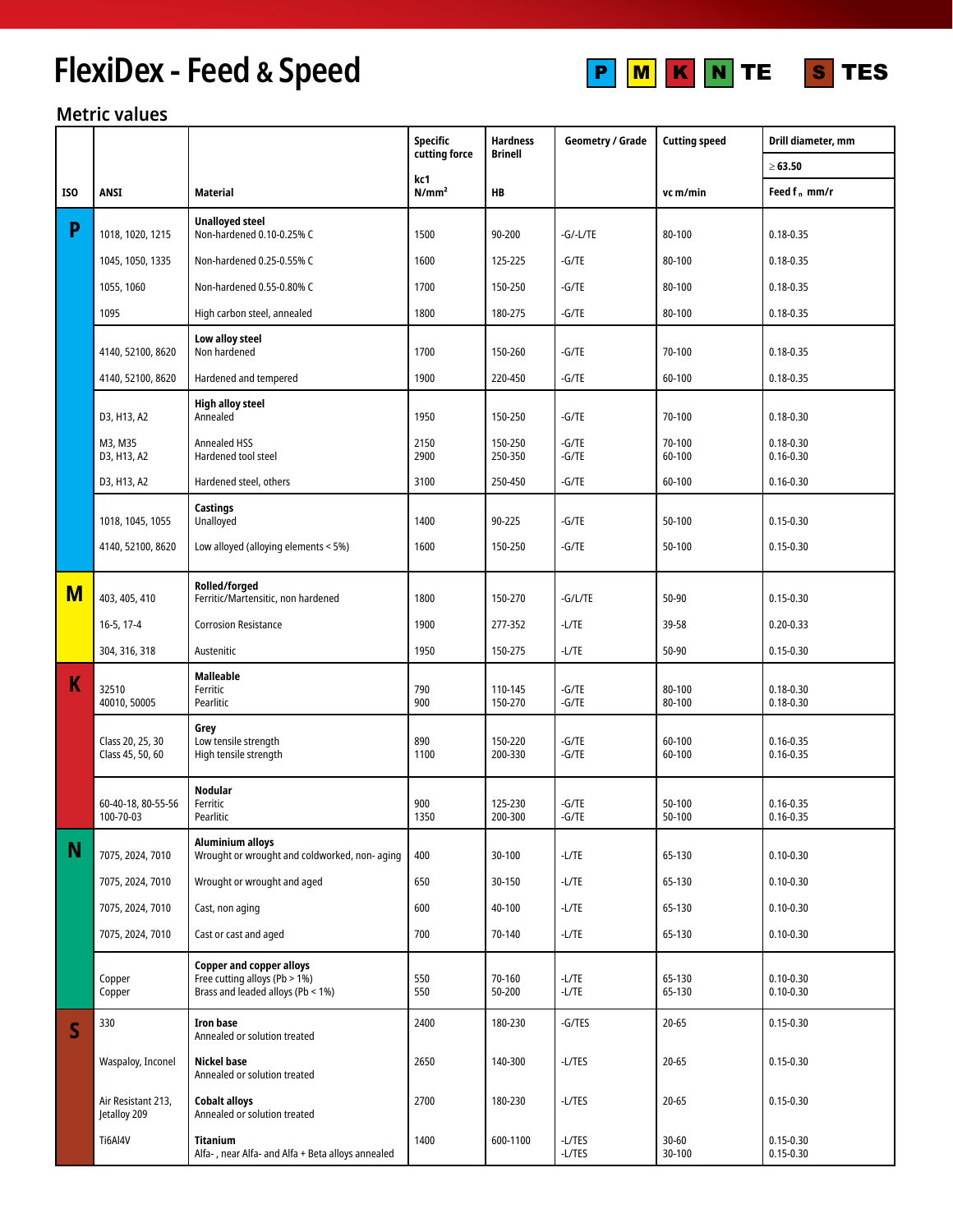# FlexiDex - Feed & Speed

P M K N TE S TES

## Metric values

| ISO | ANSI | Material | Specific cutting force kc1 N/mm² | Hardness Brinell HB | Geometry / Grade | Cutting speed vc m/min | Drill diameter, mm ≥ 63.50 Feed $f_n$ mm/r |
|---|---|---|---|---|---|---|---|
| P | | **Unalloyed steel** | | | | | |
| | 1018, 1020, 1215 | Non-hardened 0.10-0.25% C | 1500 | 90-200 | -G/-L/TE | 80-100 | 0.18-0.35 |
| | 1045, 1050, 1335 | Non-hardened 0.25-0.55% C | 1600 | 125-225 | -G/TE | 80-100 | 0.18-0.35 |
| | 1055, 1060 | Non-hardened 0.55-0.80% C | 1700 | 150-250 | -G/TE | 80-100 | 0.18-0.35 |
| | 1095 | High carbon steel, annealed | 1800 | 180-275 | -G/TE | 80-100 | 0.18-0.35 |
| | | **Low alloy steel** | | | | | |
| | 4140, 52100, 8620 | Non hardened | 1700 | 150-260 | -G/TE | 70-100 | 0.18-0.35 |
| | 4140, 52100, 8620 | Hardened and tempered | 1900 | 220-450 | -G/TE | 60-100 | 0.18-0.35 |
| | | **High alloy steel** | | | | | |
| | D3, H13, A2 | Annealed | 1950 | 150-250 | -G/TE | 70-100 | 0.18-0.30 |
| | M3, M35 | Annealed HSS | 2150 | 150-250 | -G/TE | 70-100 | 0.18-0.30 |
| | D3, H13, A2 | Hardened tool steel | 2900 | 250-350 | -G/TE | 60-100 | 0.16-0.30 |
| | D3, H13, A2 | Hardened steel, others | 3100 | 250-450 | -G/TE | 60-100 | 0.16-0.30 |
| | | **Castings** | | | | | |
| | 1018, 1045, 1055 | Unalloyed | 1400 | 90-225 | -G/TE | 50-100 | 0.15-0.30 |
| | 4140, 52100, 8620 | Low alloyed (alloying elements < 5%) | 1600 | 150-250 | -G/TE | 50-100 | 0.15-0.30 |
| M | | **Rolled/forged** | | | | | |
| | 403, 405, 410 | Ferritic/Martensitic, non hardened | 1800 | 150-270 | -G/L/TE | 50-90 | 0.15-0.30 |
| | 16-5, 17-4 | Corrosion Resistance | 1900 | 277-352 | -L/TE | 39-58 | 0.20-0.33 |
| | 304, 316, 318 | Austenitic | 1950 | 150-275 | -L/TE | 50-90 | 0.15-0.30 |
| K | | **Malleable** | | | | | |
| | 32510 | Ferritic | 790 | 110-145 | -G/TE | 80-100 | 0.18-0.30 |
| | 40010, 50005 | Pearlitic | 900 | 150-270 | -G/TE | 80-100 | 0.18-0.30 |
| | | **Grey** | | | | | |
| | Class 20, 25, 30 | Low tensile strength | 890 | 150-220 | -G/TE | 60-100 | 0.16-0.35 |
| | Class 45, 50, 60 | High tensile strength | 1100 | 200-330 | -G/TE | 60-100 | 0.16-0.35 |
| | | **Nodular** | | | | | |
| | 60-40-18, 80-55-56 | Ferritic | 900 | 125-230 | -G/TE | 50-100 | 0.16-0.35 |
| | 100-70-03 | Pearlitic | 1350 | 200-300 | -G/TE | 50-100 | 0.16-0.35 |
| N | | **Aluminium alloys** | | | | | |
| | 7075, 2024, 7010 | Wrought or wrought and coldworked, non- aging | 400 | 30-100 | -L/TE | 65-130 | 0.10-0.30 |
| | 7075, 2024, 7010 | Wrought or wrought and aged | 650 | 30-150 | -L/TE | 65-130 | 0.10-0.30 |
| | 7075, 2024, 7010 | Cast, non aging | 600 | 40-100 | -L/TE | 65-130 | 0.10-0.30 |
| | 7075, 2024, 7010 | Cast or cast and aged | 700 | 70-140 | -L/TE | 65-130 | 0.10-0.30 |
| | | **Copper and copper alloys** | | | | | |
| | Copper | Free cutting alloys (Pb > 1%) | 550 | 70-160 | -L/TE | 65-130 | 0.10-0.30 |
| | Copper | Brass and leaded alloys (Pb < 1%) | 550 | 50-200 | -L/TE | 65-130 | 0.10-0.30 |
| S | 330 | **Iron base** Annealed or solution treated | 2400 | 180-230 | -G/TES | 20-65 | 0.15-0.30 |
| | Waspaloy, Inconel | **Nickel base** Annealed or solution treated | 2650 | 140-300 | -L/TES | 20-65 | 0.15-0.30 |
| | Air Resistant 213, Jetalloy 209 | **Cobalt alloys** Annealed or solution treated | 2700 | 180-230 | -L/TES | 20-65 | 0.15-0.30 |
| | Ti6Al4V | **Titanium** Alfa- , near Alfa- and Alfa + Beta alloys annealed | 1400 | 600-1100 | -L/TES<br>-L/TES | 30-60<br>30-100 | 0.15-0.30<br>0.15-0.30 |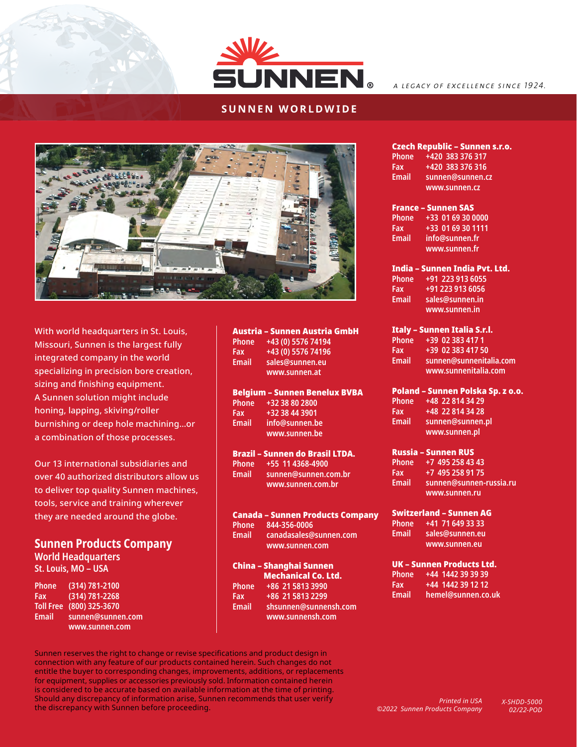SUNNEN

*A LEGACY OF EXCELLENCE SINCE 1924.*

## SUNNEN WORLDWIDE

With world headquarters in St. Louis, Missouri, Sunnen is the largest fully integrated company in the world specializing in precision bore creation, sizing and finishing equipment. A Sunnen solution might include honing, lapping, skiving/roller burnishing or deep hole machining...or a combination of those processes.

Our 13 international subsidiaries and over 40 authorized distributors allow us to deliver top quality Sunnen machines, tools, service and training wherever they are needed around the globe.

### Sunnen Products Company

**World Headquarters**
**St. Louis, MO – USA**

**Phone** (314) 781-2100
**Fax** (314) 781-2268
**Toll Free** (800) 325-3670
**Email** sunnen@sunnen.com
www.sunnen.com

**Austria – Sunnen Austria GmbH**
Phone +43 (0) 5576 74194
Fax +43 (0) 5576 74196
Email sales@sunnen.eu
www.sunnen.at

**Belgium – Sunnen Benelux BVBA**
Phone +32 38 80 2800
Fax +32 38 44 3901
Email info@sunnen.be
www.sunnen.be

**Brazil – Sunnen do Brasil LTDA.**
Phone +55 11 4368-4900
Email sunnen@sunnen.com.br
www.sunnen.com.br

**Canada – Sunnen Products Company**
Phone 844-356-0006
Email canadasales@sunnen.com
www.sunnen.com

**China – Shanghai Sunnen Mechanical Co. Ltd.**
Phone +86 21 5813 3990
Fax +86 21 5813 2299
Email shsunnen@sunnensh.com
www.sunnensh.com

**Czech Republic – Sunnen s.r.o.**
Phone +420 383 376 317
Fax +420 383 376 316
Email sunnen@sunnen.cz
www.sunnen.cz

**France – Sunnen SAS**
Phone +33 01 69 30 0000
Fax +33 01 69 30 1111
Email info@sunnen.fr
www.sunnen.fr

**India – Sunnen India Pvt. Ltd.**
Phone +91 223 913 6055
Fax +91 223 913 6056
Email sales@sunnen.in
www.sunnen.in

**Italy – Sunnen Italia S.r.l.**
Phone +39 02 383 417 1
Fax +39 02 383 417 50
Email sunnen@sunnenitalia.com
www.sunnenitalia.com

**Poland – Sunnen Polska Sp. z o.o.**
Phone +48 22 814 34 29
Fax +48 22 814 34 28
Email sunnen@sunnen.pl
www.sunnen.pl

**Russia – Sunnen RUS**
Phone +7 495 258 43 43
Fax +7 495 258 91 75
Email sunnen@sunnen-russia.ru
www.sunnen.ru

**Switzerland – Sunnen AG**
Phone +41 71 649 33 33
Email sales@sunnen.eu
www.sunnen.eu

**UK – Sunnen Products Ltd.**
Phone +44 1442 39 39 39
Fax +44 1442 39 12 12
Email hemel@sunnen.co.uk

Sunnen reserves the right to change or revise specifications and product design in connection with any feature of our products contained herein. Such changes do not entitle the buyer to corresponding changes, improvements, additions, or replacements for equipment, supplies or accessories previously sold. Information contained herein is considered to be accurate based on available information at the time of printing. Should any discrepancy of information arise, Sunnen recommends that user verify the discrepancy with Sunnen before proceeding.

*Printed in USA*
*©2022 Sunnen Products Company*

*X-SHDD-5000*
*02/22-POD*